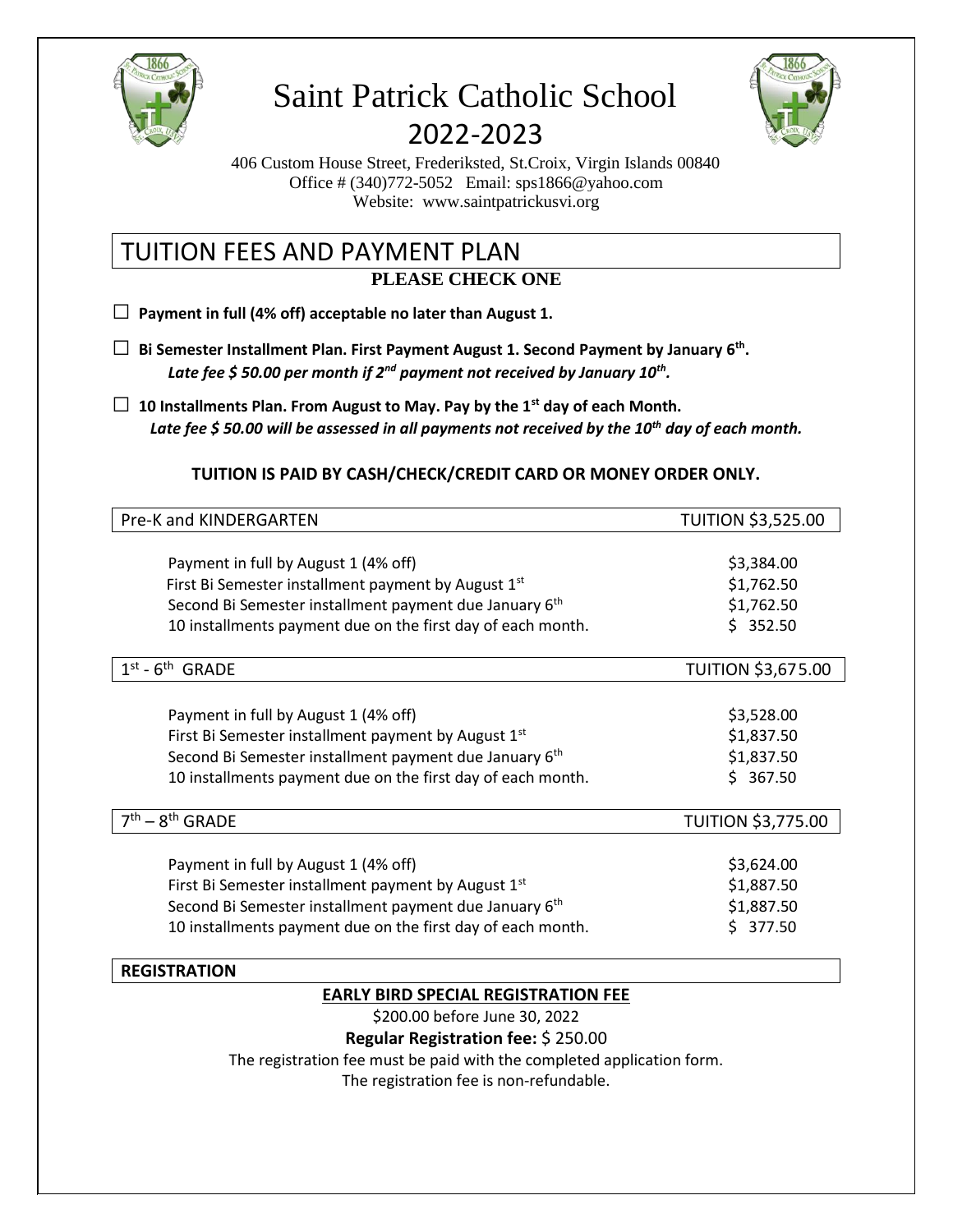# Saint Patrick Catholic School
## 2022-2023

406 Custom House Street, Frederiksted, St.Croix, Virgin Islands 00840
Office # (340)772-5052 Email: sps1866@yahoo.com
Website: www.saintpatrickusvi.org

## TUITION FEES AND PAYMENT PLAN

**PLEASE CHECK ONE**

☐ **Payment in full (4% off) acceptable no later than August 1.**

☐ **Bi Semester Installment Plan. First Payment August 1. Second Payment by January 6th.**
***Late fee $ 50.00 per month if 2nd payment not received by January 10th.***

☐ **10 Installments Plan. From August to May. Pay by the 1st day of each Month.**
***Late fee $ 50.00 will be assessed in all payments not received by the 10th day of each month.***

**TUITION IS PAID BY CASH/CHECK/CREDIT CARD OR MONEY ORDER ONLY.**

| Pre-K and KINDERGARTEN | TUITION $3,525.00 |
|---|---|
| Payment in full by August 1 (4% off) | $3,384.00 |
| First Bi Semester installment payment by August 1st | $1,762.50 |
| Second Bi Semester installment payment due January 6th | $1,762.50 |
| 10 installments payment due on the first day of each month. | $ 352.50 |

| 1st - 6th GRADE | TUITION $3,675.00 |
|---|---|
| Payment in full by August 1 (4% off) | $3,528.00 |
| First Bi Semester installment payment by August 1st | $1,837.50 |
| Second Bi Semester installment payment due January 6th | $1,837.50 |
| 10 installments payment due on the first day of each month. | $ 367.50 |

| 7th – 8th GRADE | TUITION $3,775.00 |
|---|---|
| Payment in full by August 1 (4% off) | $3,624.00 |
| First Bi Semester installment payment by August 1st | $1,887.50 |
| Second Bi Semester installment payment due January 6th | $1,887.50 |
| 10 installments payment due on the first day of each month. | $ 377.50 |

### REGISTRATION

**EARLY BIRD SPECIAL REGISTRATION FEE**

$200.00 before June 30, 2022

**Regular Registration fee:** $ 250.00

The registration fee must be paid with the completed application form.

The registration fee is non-refundable.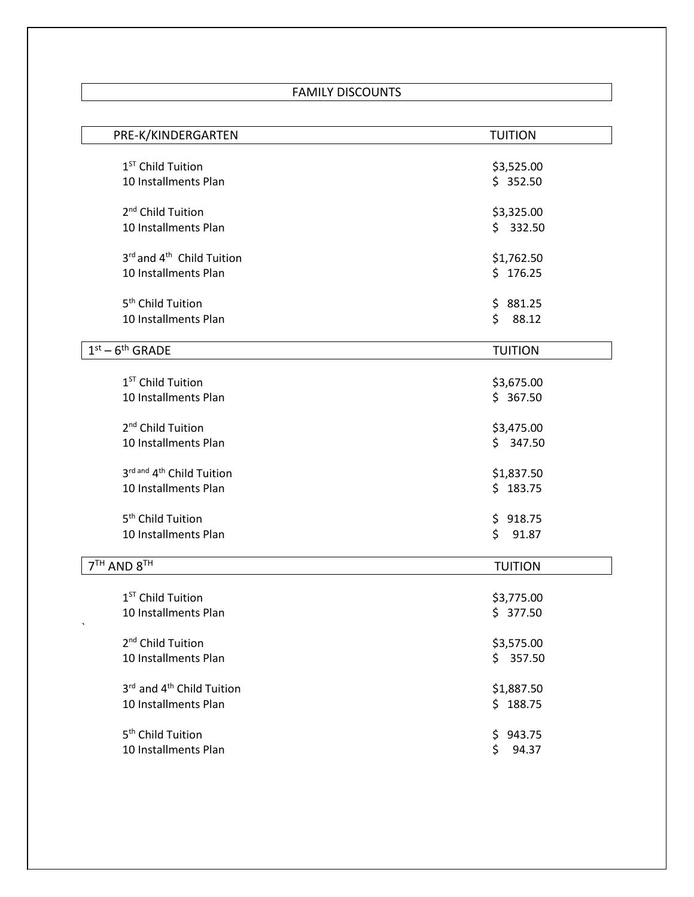# FAMILY DISCOUNTS

| PRE-K/KINDERGARTEN | TUITION |
| --- | --- |
| 1ST Child Tuition | $3,525.00 |
| 10 Installments Plan | $ 352.50 |
| 2nd Child Tuition | $3,325.00 |
| 10 Installments Plan | $ 332.50 |
| 3rd and 4th Child Tuition | $1,762.50 |
| 10 Installments Plan | $ 176.25 |
| 5th Child Tuition | $ 881.25 |
| 10 Installments Plan | $ 88.12 |

| 1st – 6th GRADE | TUITION |
| --- | --- |
| 1ST Child Tuition | $3,675.00 |
| 10 Installments Plan | $ 367.50 |
| 2nd Child Tuition | $3,475.00 |
| 10 Installments Plan | $ 347.50 |
| 3rd and 4th Child Tuition | $1,837.50 |
| 10 Installments Plan | $ 183.75 |
| 5th Child Tuition | $ 918.75 |
| 10 Installments Plan | $ 91.87 |

| 7TH AND 8TH | TUITION |
| --- | --- |
| 1ST Child Tuition | $3,775.00 |
| 10 Installments Plan | $ 377.50 |
| 2nd Child Tuition | $3,575.00 |
| 10 Installments Plan | $ 357.50 |
| 3rd and 4th Child Tuition | $1,887.50 |
| 10 Installments Plan | $ 188.75 |
| 5th Child Tuition | $ 943.75 |
| 10 Installments Plan | $ 94.37 |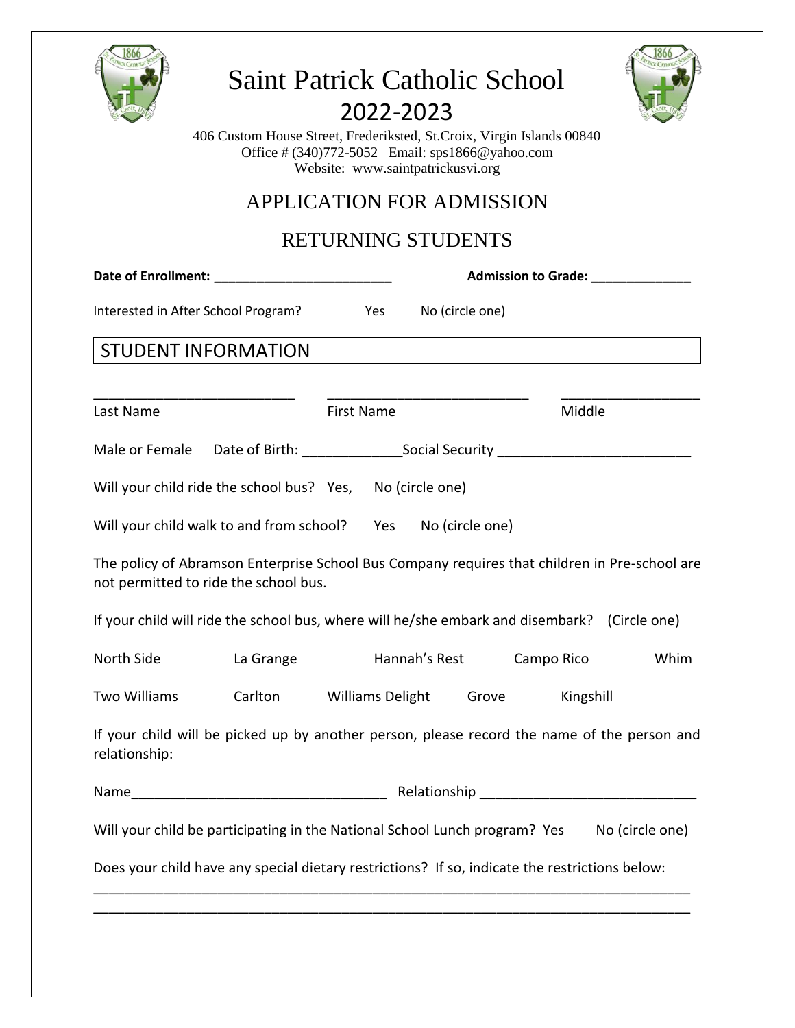# Saint Patrick Catholic School

## 2022-2023

406 Custom House Street, Frederiksted, St.Croix, Virgin Islands 00840
Office # (340)772-5052 Email: sps1866@yahoo.com
Website: www.saintpatrickusvi.org

## APPLICATION FOR ADMISSION

## RETURNING STUDENTS

**Date of Enrollment: ________________________** **Admission to Grade: ______________**

Interested in After School Program? Yes No (circle one)

## STUDENT INFORMATION

___________________________ ___________________________ ___________________

Last Name First Name Middle

Male or Female Date of Birth: _____________Social Security _________________________

Will your child ride the school bus? Yes, No (circle one)

Will your child walk to and from school? Yes No (circle one)

The policy of Abramson Enterprise School Bus Company requires that children in Pre-school are not permitted to ride the school bus.

If your child will ride the school bus, where will he/she embark and disembark? (Circle one)

North Side La Grange Hannah's Rest Campo Rico Whim

Two Williams Carlton Williams Delight Grove Kingshill

If your child will be picked up by another person, please record the name of the person and relationship:

Name_________________________________ Relationship ____________________________

Will your child be participating in the National School Lunch program? Yes No (circle one)

Does your child have any special dietary restrictions? If so, indicate the restrictions below:

_______________________________________________________________________________

_______________________________________________________________________________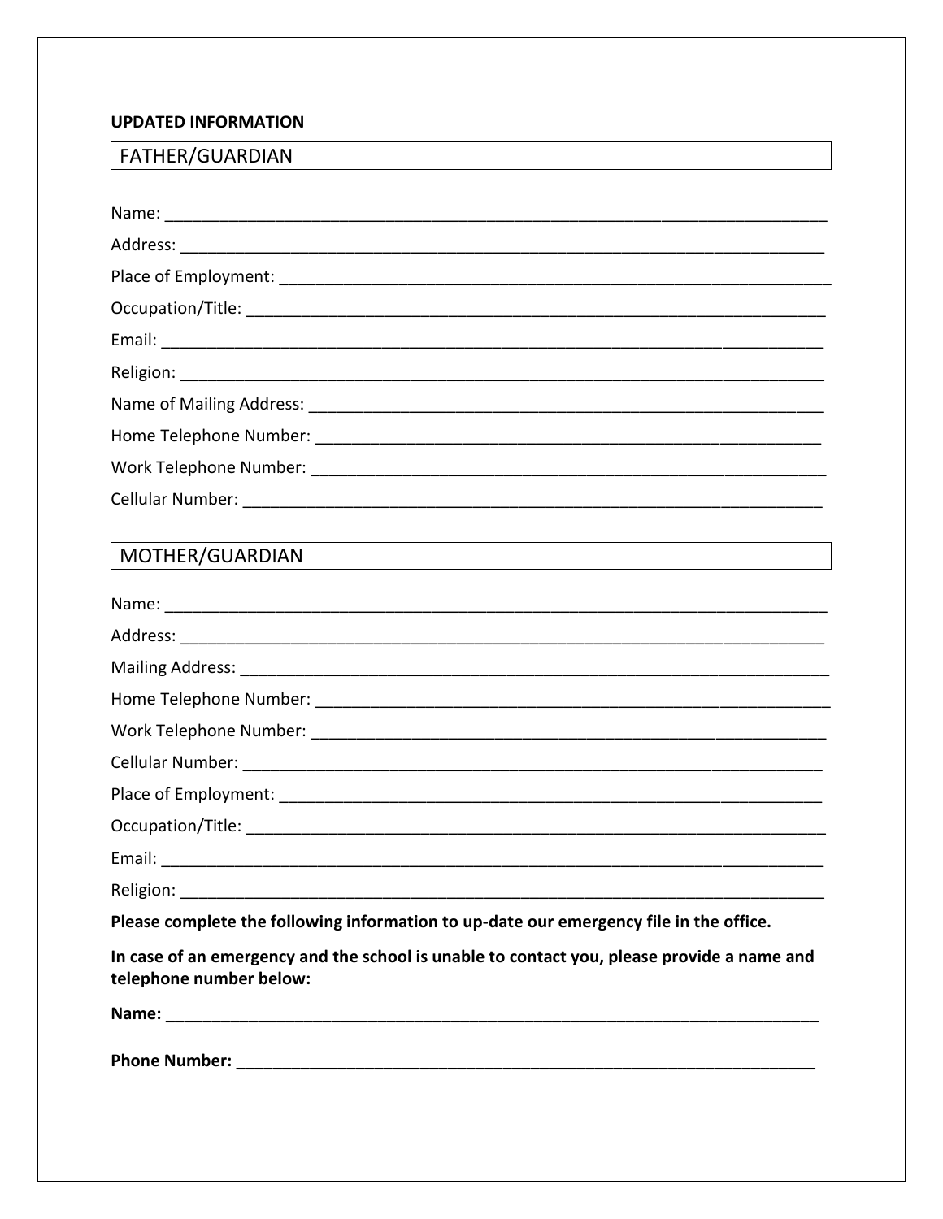**UPDATED INFORMATION**

## FATHER/GUARDIAN

Name: ___________________________________________________________________________

Address: _________________________________________________________________________

Place of Employment: ______________________________________________________________

Occupation/Title: __________________________________________________________________

Email: ___________________________________________________________________________

Religion: _________________________________________________________________________

Name of Mailing Address: ___________________________________________________________

Home Telephone Number: ___________________________________________________________

Work Telephone Number: ____________________________________________________________

Cellular Number: __________________________________________________________________

## MOTHER/GUARDIAN

Name: ___________________________________________________________________________

Address: _________________________________________________________________________

Mailing Address: __________________________________________________________________

Home Telephone Number: ___________________________________________________________

Work Telephone Number: ____________________________________________________________

Cellular Number: __________________________________________________________________

Place of Employment: ______________________________________________________________

Occupation/Title: __________________________________________________________________

Email: ___________________________________________________________________________

Religion: _________________________________________________________________________

**Please complete the following information to up-date our emergency file in the office.**

**In case of an emergency and the school is unable to contact you, please provide a name and telephone number below:**

**Name: ___________________________________________________________________________**

**Phone Number: ____________________________________________________________________**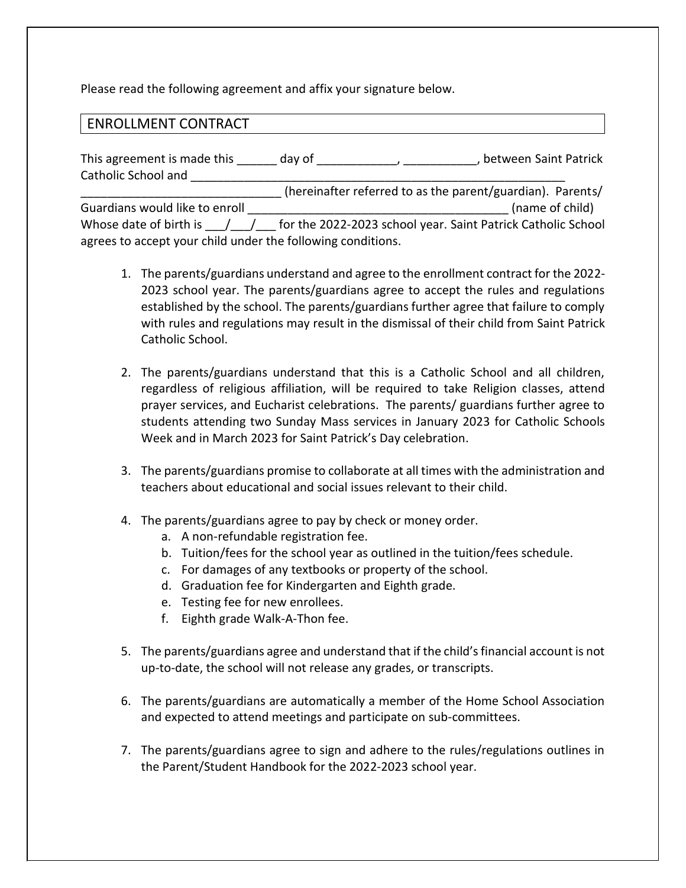Please read the following agreement and affix your signature below.

## ENROLLMENT CONTRACT

This agreement is made this ______ day of ____________, ___________, between Saint Patrick Catholic School and ___________________________________________________________ ______________________________ (hereinafter referred to as the parent/guardian). Parents/ Guardians would like to enroll ______________________________________ (name of child) Whose date of birth is ___/___/___ for the 2022-2023 school year. Saint Patrick Catholic School agrees to accept your child under the following conditions.

1. The parents/guardians understand and agree to the enrollment contract for the 2022-2023 school year. The parents/guardians agree to accept the rules and regulations established by the school. The parents/guardians further agree that failure to comply with rules and regulations may result in the dismissal of their child from Saint Patrick Catholic School.

2. The parents/guardians understand that this is a Catholic School and all children, regardless of religious affiliation, will be required to take Religion classes, attend prayer services, and Eucharist celebrations. The parents/ guardians further agree to students attending two Sunday Mass services in January 2023 for Catholic Schools Week and in March 2023 for Saint Patrick's Day celebration.

3. The parents/guardians promise to collaborate at all times with the administration and teachers about educational and social issues relevant to their child.

4. The parents/guardians agree to pay by check or money order.
   a. A non-refundable registration fee.
   b. Tuition/fees for the school year as outlined in the tuition/fees schedule.
   c. For damages of any textbooks or property of the school.
   d. Graduation fee for Kindergarten and Eighth grade.
   e. Testing fee for new enrollees.
   f. Eighth grade Walk-A-Thon fee.

5. The parents/guardians agree and understand that if the child's financial account is not up-to-date, the school will not release any grades, or transcripts.

6. The parents/guardians are automatically a member of the Home School Association and expected to attend meetings and participate on sub-committees.

7. The parents/guardians agree to sign and adhere to the rules/regulations outlines in the Parent/Student Handbook for the 2022-2023 school year.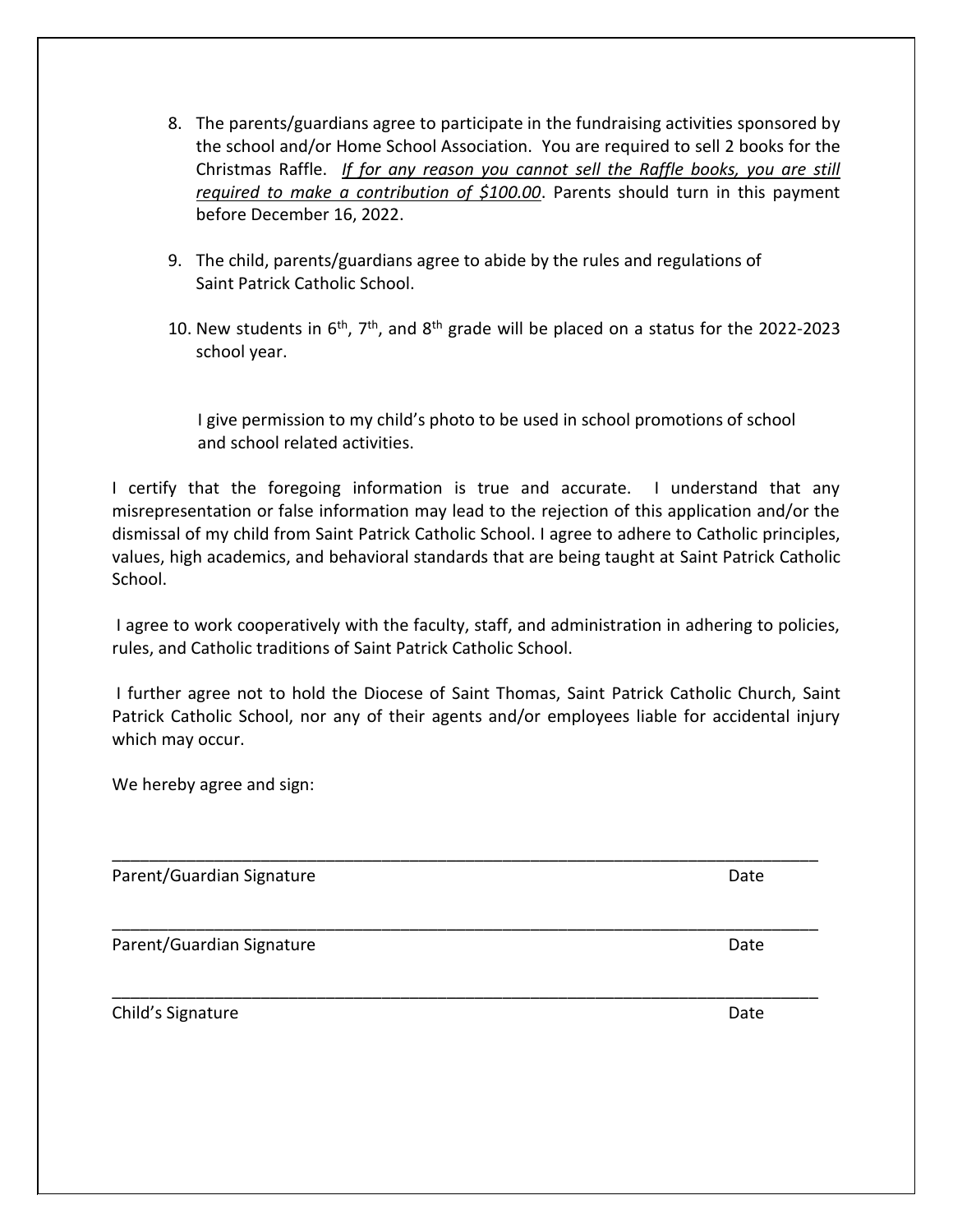8. The parents/guardians agree to participate in the fundraising activities sponsored by the school and/or Home School Association. You are required to sell 2 books for the Christmas Raffle. *If for any reason you cannot sell the Raffle books, you are still required to make a contribution of $100.00*. Parents should turn in this payment before December 16, 2022.

9. The child, parents/guardians agree to abide by the rules and regulations of Saint Patrick Catholic School.

10. New students in 6th, 7th, and 8th grade will be placed on a status for the 2022-2023 school year.

I give permission to my child's photo to be used in school promotions of school and school related activities.

I certify that the foregoing information is true and accurate. I understand that any misrepresentation or false information may lead to the rejection of this application and/or the dismissal of my child from Saint Patrick Catholic School. I agree to adhere to Catholic principles, values, high academics, and behavioral standards that are being taught at Saint Patrick Catholic School.

I agree to work cooperatively with the faculty, staff, and administration in adhering to policies, rules, and Catholic traditions of Saint Patrick Catholic School.

I further agree not to hold the Diocese of Saint Thomas, Saint Patrick Catholic Church, Saint Patrick Catholic School, nor any of their agents and/or employees liable for accidental injury which may occur.

We hereby agree and sign:

\_\_\_\_\_\_\_\_\_\_\_\_\_\_\_\_\_\_\_\_\_\_\_\_\_\_\_\_\_\_\_\_\_\_\_\_\_\_\_\_\_\_\_\_\_\_\_\_\_\_\_\_\_\_\_\_\_\_\_\_\_\_\_\_\_\_\_\_\_\_\_\_

Parent/Guardian Signature Date

\_\_\_\_\_\_\_\_\_\_\_\_\_\_\_\_\_\_\_\_\_\_\_\_\_\_\_\_\_\_\_\_\_\_\_\_\_\_\_\_\_\_\_\_\_\_\_\_\_\_\_\_\_\_\_\_\_\_\_\_\_\_\_\_\_\_\_\_\_\_\_\_

Parent/Guardian Signature Date

\_\_\_\_\_\_\_\_\_\_\_\_\_\_\_\_\_\_\_\_\_\_\_\_\_\_\_\_\_\_\_\_\_\_\_\_\_\_\_\_\_\_\_\_\_\_\_\_\_\_\_\_\_\_\_\_\_\_\_\_\_\_\_\_\_\_\_\_\_\_\_\_

Child's Signature Date